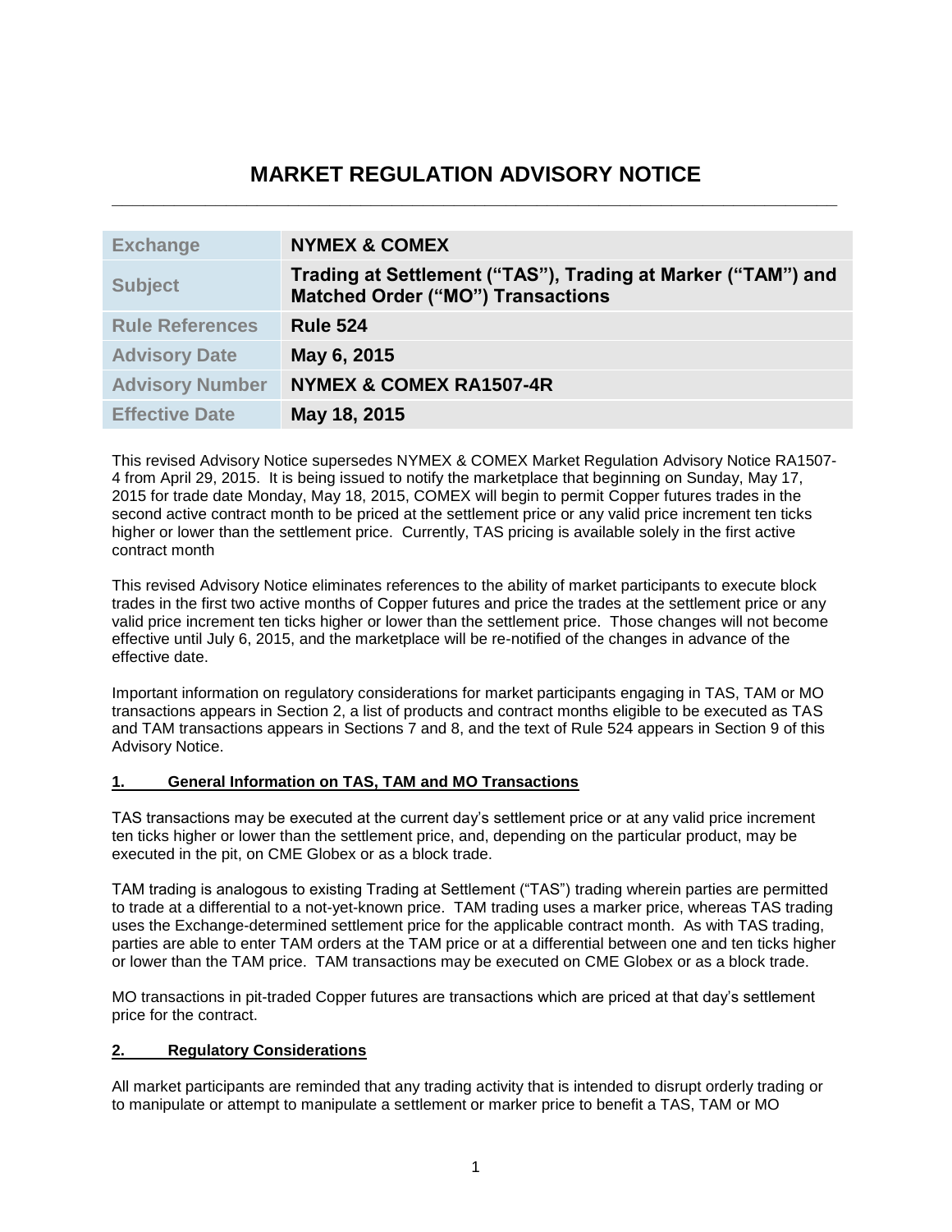# MARKET REGULATION ADVISORY NOTICE

| Exchange | NYMEX & COMEX |
|---|---|
| Subject | Trading at Settlement ("TAS"), Trading at Marker ("TAM") and Matched Order ("MO") Transactions |
| Rule References | Rule 524 |
| Advisory Date | May 6, 2015 |
| Advisory Number | NYMEX & COMEX RA1507-4R |
| Effective Date | May 18, 2015 |

This revised Advisory Notice supersedes NYMEX & COMEX Market Regulation Advisory Notice RA1507-4 from April 29, 2015. It is being issued to notify the marketplace that beginning on Sunday, May 17, 2015 for trade date Monday, May 18, 2015, COMEX will begin to permit Copper futures trades in the second active contract month to be priced at the settlement price or any valid price increment ten ticks higher or lower than the settlement price. Currently, TAS pricing is available solely in the first active contract month

This revised Advisory Notice eliminates references to the ability of market participants to execute block trades in the first two active months of Copper futures and price the trades at the settlement price or any valid price increment ten ticks higher or lower than the settlement price. Those changes will not become effective until July 6, 2015, and the marketplace will be re-notified of the changes in advance of the effective date.

Important information on regulatory considerations for market participants engaging in TAS, TAM or MO transactions appears in Section 2, a list of products and contract months eligible to be executed as TAS and TAM transactions appears in Sections 7 and 8, and the text of Rule 524 appears in Section 9 of this Advisory Notice.

## 1. General Information on TAS, TAM and MO Transactions

TAS transactions may be executed at the current day's settlement price or at any valid price increment ten ticks higher or lower than the settlement price, and, depending on the particular product, may be executed in the pit, on CME Globex or as a block trade.

TAM trading is analogous to existing Trading at Settlement ("TAS") trading wherein parties are permitted to trade at a differential to a not-yet-known price. TAM trading uses a marker price, whereas TAS trading uses the Exchange-determined settlement price for the applicable contract month. As with TAS trading, parties are able to enter TAM orders at the TAM price or at a differential between one and ten ticks higher or lower than the TAM price. TAM transactions may be executed on CME Globex or as a block trade.

MO transactions in pit-traded Copper futures are transactions which are priced at that day's settlement price for the contract.

## 2. Regulatory Considerations

All market participants are reminded that any trading activity that is intended to disrupt orderly trading or to manipulate or attempt to manipulate a settlement or marker price to benefit a TAS, TAM or MO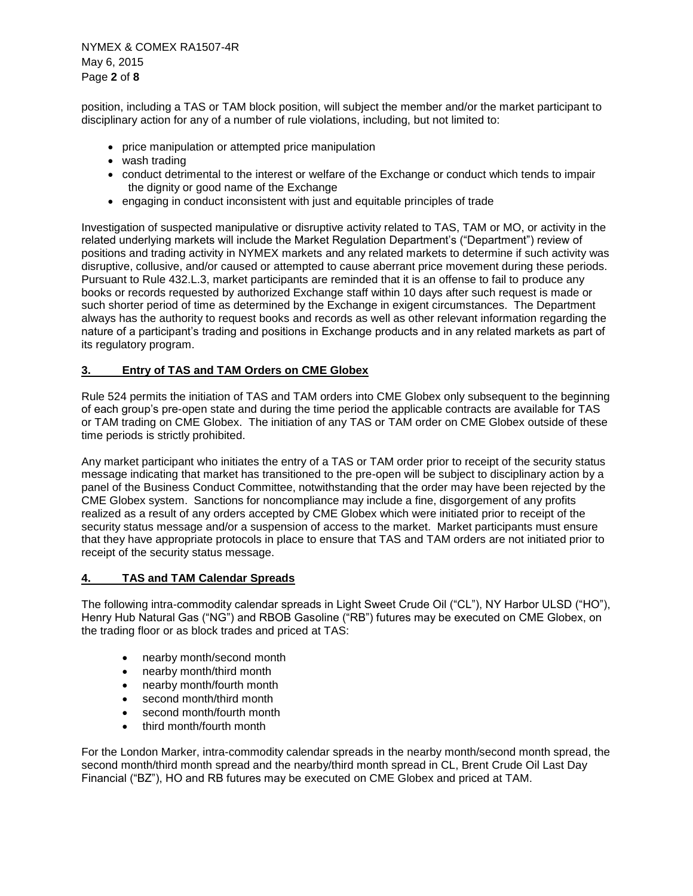position, including a TAS or TAM block position, will subject the member and/or the market participant to disciplinary action for any of a number of rule violations, including, but not limited to:

- price manipulation or attempted price manipulation
- wash trading
- conduct detrimental to the interest or welfare of the Exchange or conduct which tends to impair the dignity or good name of the Exchange
- engaging in conduct inconsistent with just and equitable principles of trade

Investigation of suspected manipulative or disruptive activity related to TAS, TAM or MO, or activity in the related underlying markets will include the Market Regulation Department's ("Department") review of positions and trading activity in NYMEX markets and any related markets to determine if such activity was disruptive, collusive, and/or caused or attempted to cause aberrant price movement during these periods. Pursuant to Rule 432.L.3, market participants are reminded that it is an offense to fail to produce any books or records requested by authorized Exchange staff within 10 days after such request is made or such shorter period of time as determined by the Exchange in exigent circumstances. The Department always has the authority to request books and records as well as other relevant information regarding the nature of a participant's trading and positions in Exchange products and in any related markets as part of its regulatory program.

## 3. Entry of TAS and TAM Orders on CME Globex

Rule 524 permits the initiation of TAS and TAM orders into CME Globex only subsequent to the beginning of each group's pre-open state and during the time period the applicable contracts are available for TAS or TAM trading on CME Globex. The initiation of any TAS or TAM order on CME Globex outside of these time periods is strictly prohibited.

Any market participant who initiates the entry of a TAS or TAM order prior to receipt of the security status message indicating that market has transitioned to the pre-open will be subject to disciplinary action by a panel of the Business Conduct Committee, notwithstanding that the order may have been rejected by the CME Globex system. Sanctions for noncompliance may include a fine, disgorgement of any profits realized as a result of any orders accepted by CME Globex which were initiated prior to receipt of the security status message and/or a suspension of access to the market. Market participants must ensure that they have appropriate protocols in place to ensure that TAS and TAM orders are not initiated prior to receipt of the security status message.

## 4. TAS and TAM Calendar Spreads

The following intra-commodity calendar spreads in Light Sweet Crude Oil ("CL"), NY Harbor ULSD ("HO"), Henry Hub Natural Gas ("NG") and RBOB Gasoline ("RB") futures may be executed on CME Globex, on the trading floor or as block trades and priced at TAS:

- nearby month/second month
- nearby month/third month
- nearby month/fourth month
- second month/third month
- second month/fourth month
- third month/fourth month

For the London Marker, intra-commodity calendar spreads in the nearby month/second month spread, the second month/third month spread and the nearby/third month spread in CL, Brent Crude Oil Last Day Financial ("BZ"), HO and RB futures may be executed on CME Globex and priced at TAM.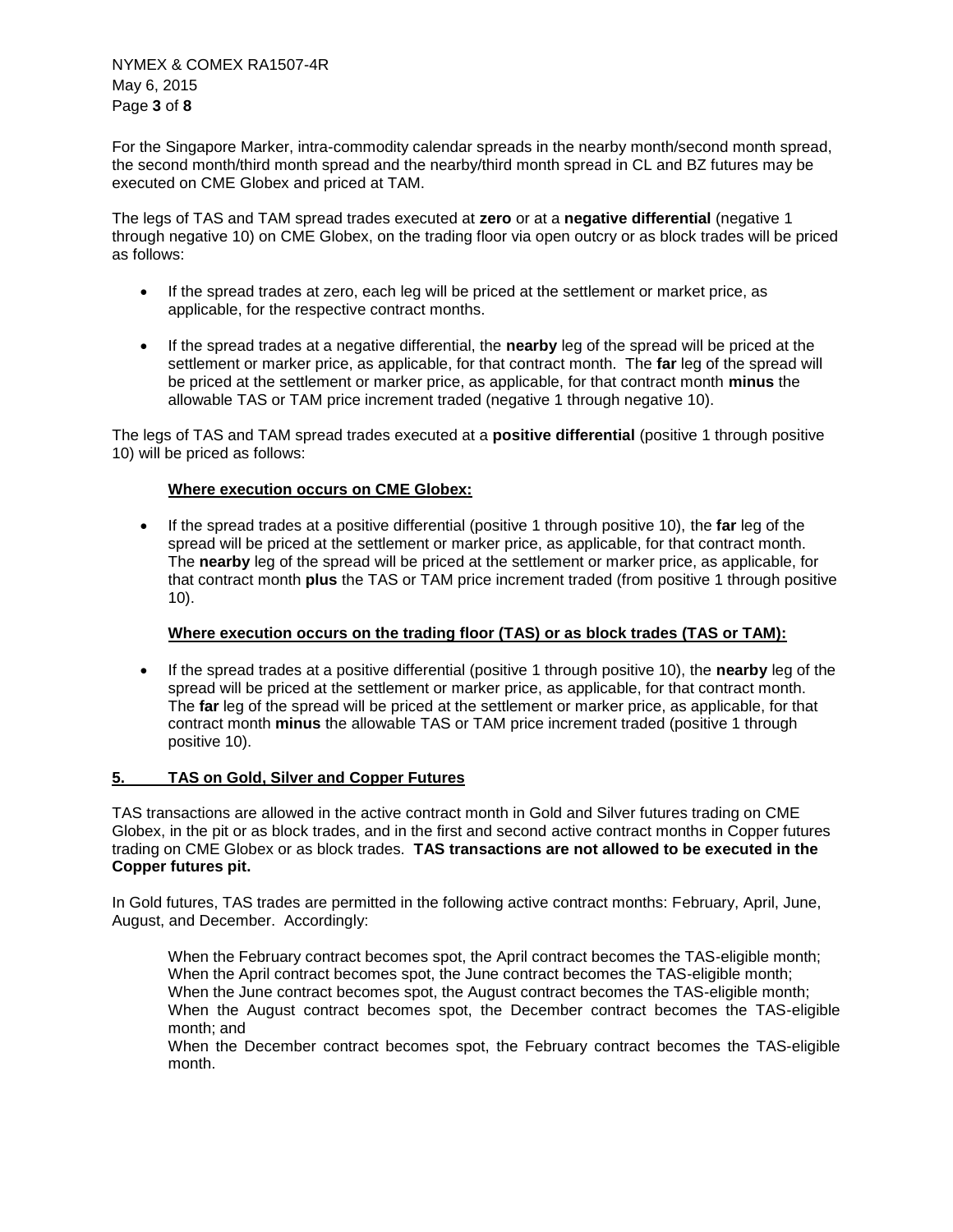For the Singapore Marker, intra-commodity calendar spreads in the nearby month/second month spread, the second month/third month spread and the nearby/third month spread in CL and BZ futures may be executed on CME Globex and priced at TAM.

The legs of TAS and TAM spread trades executed at **zero** or at a **negative differential** (negative 1 through negative 10) on CME Globex, on the trading floor via open outcry or as block trades will be priced as follows:

- If the spread trades at zero, each leg will be priced at the settlement or market price, as applicable, for the respective contract months.
- If the spread trades at a negative differential, the **nearby** leg of the spread will be priced at the settlement or marker price, as applicable, for that contract month. The **far** leg of the spread will be priced at the settlement or marker price, as applicable, for that contract month **minus** the allowable TAS or TAM price increment traded (negative 1 through negative 10).

The legs of TAS and TAM spread trades executed at a **positive differential** (positive 1 through positive 10) will be priced as follows:

**<u>Where execution occurs on CME Globex:</u>**

- If the spread trades at a positive differential (positive 1 through positive 10), the **far** leg of the spread will be priced at the settlement or marker price, as applicable, for that contract month. The **nearby** leg of the spread will be priced at the settlement or marker price, as applicable, for that contract month **plus** the TAS or TAM price increment traded (from positive 1 through positive 10).

**<u>Where execution occurs on the trading floor (TAS) or as block trades (TAS or TAM):</u>**

- If the spread trades at a positive differential (positive 1 through positive 10), the **nearby** leg of the spread will be priced at the settlement or marker price, as applicable, for that contract month. The **far** leg of the spread will be priced at the settlement or marker price, as applicable, for that contract month **minus** the allowable TAS or TAM price increment traded (positive 1 through positive 10).

## 5. TAS on Gold, Silver and Copper Futures

TAS transactions are allowed in the active contract month in Gold and Silver futures trading on CME Globex, in the pit or as block trades, and in the first and second active contract months in Copper futures trading on CME Globex or as block trades. **TAS transactions are not allowed to be executed in the Copper futures pit.**

In Gold futures, TAS trades are permitted in the following active contract months: February, April, June, August, and December. Accordingly:

When the February contract becomes spot, the April contract becomes the TAS-eligible month;
When the April contract becomes spot, the June contract becomes the TAS-eligible month;
When the June contract becomes spot, the August contract becomes the TAS-eligible month;
When the August contract becomes spot, the December contract becomes the TAS-eligible month; and
When the December contract becomes spot, the February contract becomes the TAS-eligible month.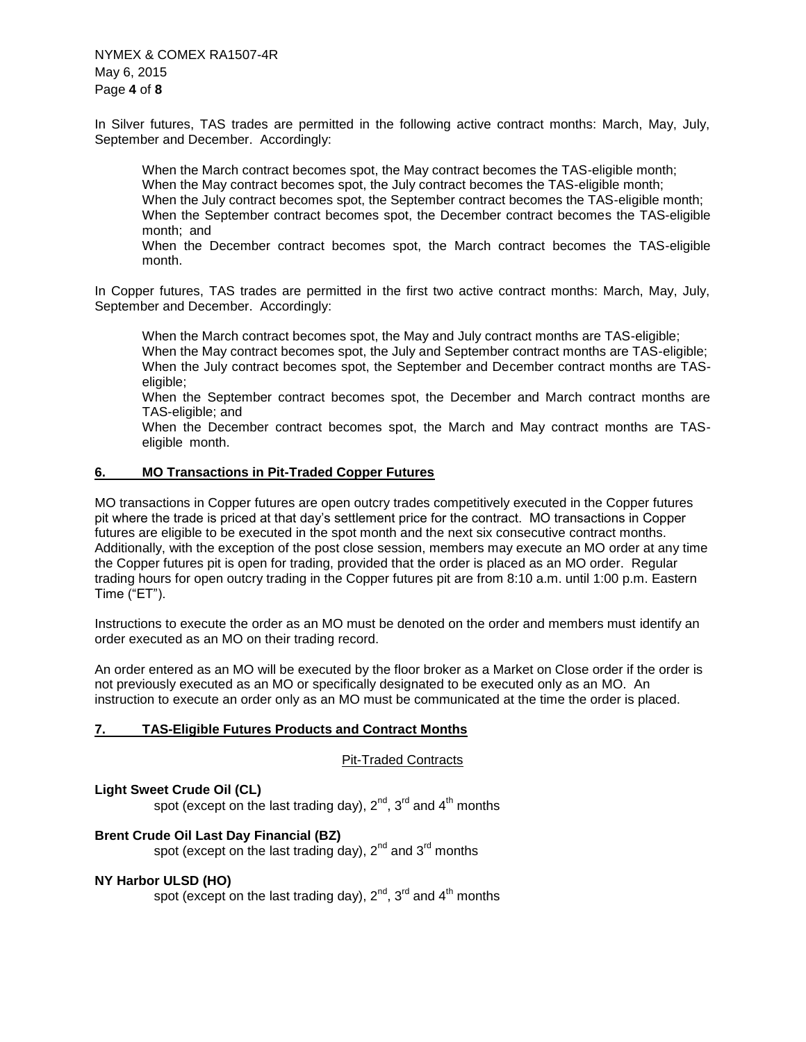In Silver futures, TAS trades are permitted in the following active contract months: March, May, July, September and December. Accordingly:

> When the March contract becomes spot, the May contract becomes the TAS-eligible month;
> When the May contract becomes spot, the July contract becomes the TAS-eligible month;
> When the July contract becomes spot, the September contract becomes the TAS-eligible month;
> When the September contract becomes spot, the December contract becomes the TAS-eligible month; and
> When the December contract becomes spot, the March contract becomes the TAS-eligible month.

In Copper futures, TAS trades are permitted in the first two active contract months: March, May, July, September and December. Accordingly:

> When the March contract becomes spot, the May and July contract months are TAS-eligible;
> When the May contract becomes spot, the July and September contract months are TAS-eligible;
> When the July contract becomes spot, the September and December contract months are TAS-eligible;
> When the September contract becomes spot, the December and March contract months are TAS-eligible; and
> When the December contract becomes spot, the March and May contract months are TAS-eligible month.

## 6. MO Transactions in Pit-Traded Copper Futures

MO transactions in Copper futures are open outcry trades competitively executed in the Copper futures pit where the trade is priced at that day's settlement price for the contract. MO transactions in Copper futures are eligible to be executed in the spot month and the next six consecutive contract months. Additionally, with the exception of the post close session, members may execute an MO order at any time the Copper futures pit is open for trading, provided that the order is placed as an MO order. Regular trading hours for open outcry trading in the Copper futures pit are from 8:10 a.m. until 1:00 p.m. Eastern Time ("ET").

Instructions to execute the order as an MO must be denoted on the order and members must identify an order executed as an MO on their trading record.

An order entered as an MO will be executed by the floor broker as a Market on Close order if the order is not previously executed as an MO or specifically designated to be executed only as an MO. An instruction to execute an order only as an MO must be communicated at the time the order is placed.

## 7. TAS-Eligible Futures Products and Contract Months

Pit-Traded Contracts

**Light Sweet Crude Oil (CL)**
spot (except on the last trading day), 2nd, 3rd and 4th months

**Brent Crude Oil Last Day Financial (BZ)**
spot (except on the last trading day), 2nd and 3rd months

**NY Harbor ULSD (HO)**
spot (except on the last trading day), 2nd, 3rd and 4th months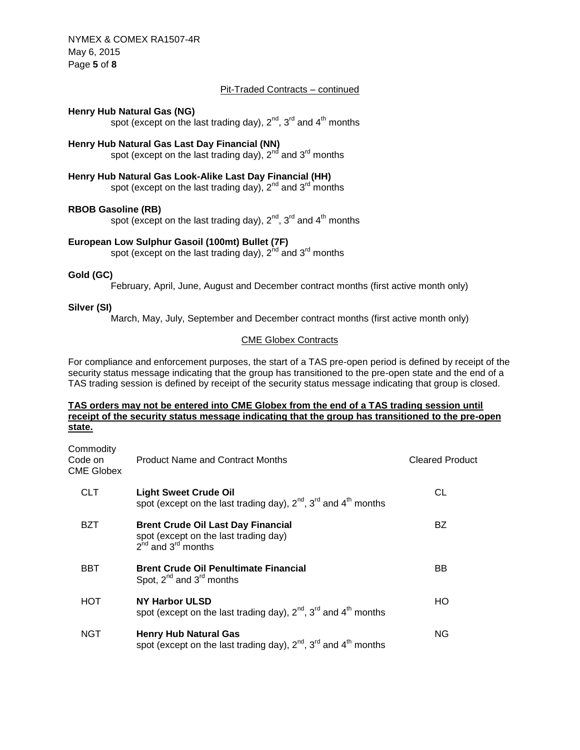Pit-Traded Contracts – continued

**Henry Hub Natural Gas (NG)**
spot (except on the last trading day), 2nd, 3rd and 4th months

**Henry Hub Natural Gas Last Day Financial (NN)**
spot (except on the last trading day), 2nd and 3rd months

**Henry Hub Natural Gas Look-Alike Last Day Financial (HH)**
spot (except on the last trading day), 2nd and 3rd months

**RBOB Gasoline (RB)**
spot (except on the last trading day), 2nd, 3rd and 4th months

**European Low Sulphur Gasoil (100mt) Bullet (7F)**
spot (except on the last trading day), 2nd and 3rd months

**Gold (GC)**
February, April, June, August and December contract months (first active month only)

**Silver (SI)**
March, May, July, September and December contract months (first active month only)

CME Globex Contracts

For compliance and enforcement purposes, the start of a TAS pre-open period is defined by receipt of the security status message indicating that the group has transitioned to the pre-open state and the end of a TAS trading session is defined by receipt of the security status message indicating that group is closed.

**TAS orders may not be entered into CME Globex from the end of a TAS trading session until receipt of the security status message indicating that the group has transitioned to the pre-open state.**

| Commodity Code on CME Globex | Product Name and Contract Months | Cleared Product |
|---|---|---|
| CLT | **Light Sweet Crude Oil** spot (except on the last trading day), 2nd, 3rd and 4th months | CL |
| BZT | **Brent Crude Oil Last Day Financial** spot (except on the last trading day) 2nd and 3rd months | BZ |
| BBT | **Brent Crude Oil Penultimate Financial** Spot, 2nd and 3rd months | BB |
| HOT | **NY Harbor ULSD** spot (except on the last trading day), 2nd, 3rd and 4th months | HO |
| NGT | **Henry Hub Natural Gas** spot (except on the last trading day), 2nd, 3rd and 4th months | NG |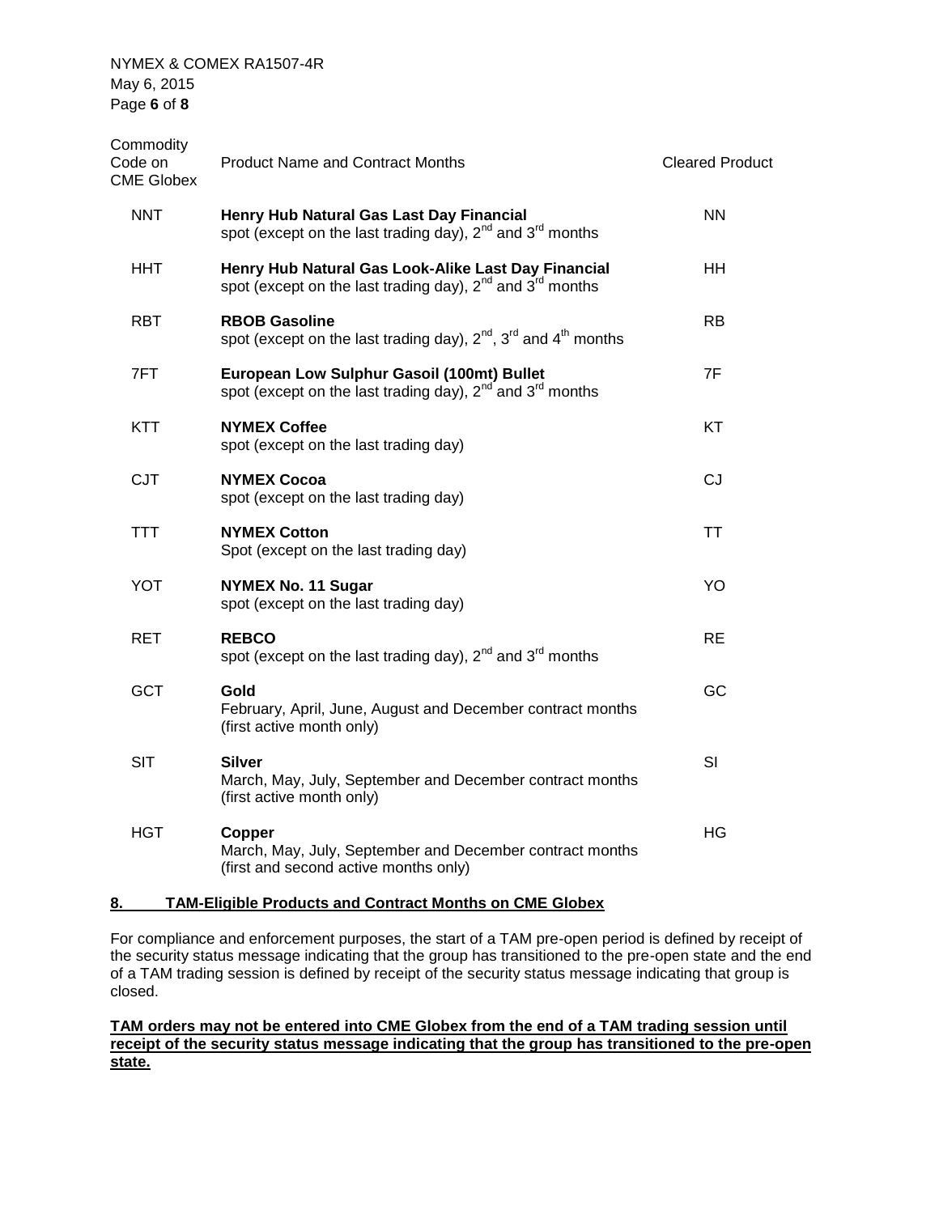| Commodity Code on CME Globex | Product Name and Contract Months | Cleared Product |
|---|---|---|
| NNT | **Henry Hub Natural Gas Last Day Financial**<br>spot (except on the last trading day), 2nd and 3rd months | NN |
| HHT | **Henry Hub Natural Gas Look-Alike Last Day Financial**<br>spot (except on the last trading day), 2nd and 3rd months | HH |
| RBT | **RBOB Gasoline**<br>spot (except on the last trading day), 2nd, 3rd and 4th months | RB |
| 7FT | **European Low Sulphur Gasoil (100mt) Bullet**<br>spot (except on the last trading day), 2nd and 3rd months | 7F |
| KTT | **NYMEX Coffee**<br>spot (except on the last trading day) | KT |
| CJT | **NYMEX Cocoa**<br>spot (except on the last trading day) | CJ |
| TTT | **NYMEX Cotton**<br>Spot (except on the last trading day) | TT |
| YOT | **NYMEX No. 11 Sugar**<br>spot (except on the last trading day) | YO |
| RET | **REBCO**<br>spot (except on the last trading day), 2nd and 3rd months | RE |
| GCT | **Gold**<br>February, April, June, August and December contract months (first active month only) | GC |
| SIT | **Silver**<br>March, May, July, September and December contract months (first active month only) | SI |
| HGT | **Copper**<br>March, May, July, September and December contract months (first and second active months only) | HG |

## 8. TAM-Eligible Products and Contract Months on CME Globex

For compliance and enforcement purposes, the start of a TAM pre-open period is defined by receipt of the security status message indicating that the group has transitioned to the pre-open state and the end of a TAM trading session is defined by receipt of the security status message indicating that group is closed.

**TAM orders may not be entered into CME Globex from the end of a TAM trading session until receipt of the security status message indicating that the group has transitioned to the pre-open state.**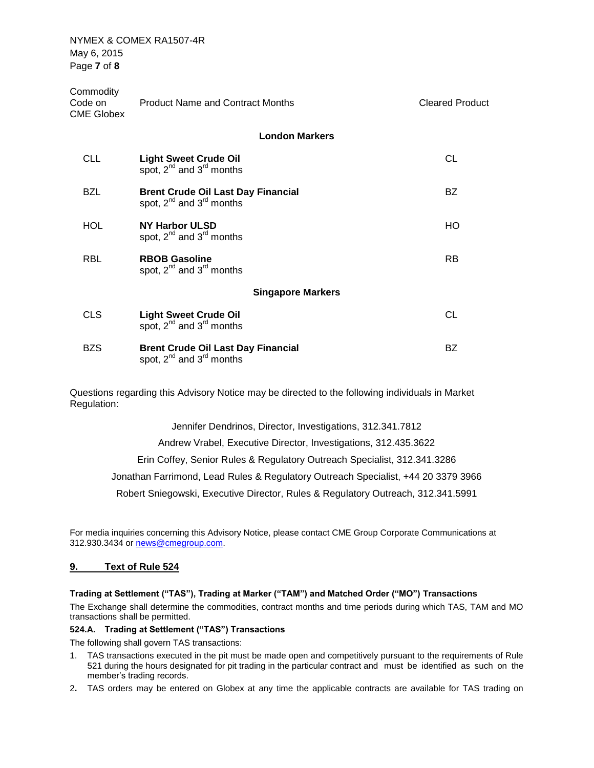| Commodity Code on CME Globex | Product Name and Contract Months | Cleared Product |
|---|---|---|
| | **London Markers** | |
| CLL | **Light Sweet Crude Oil** spot, 2nd and 3rd months | CL |
| BZL | **Brent Crude Oil Last Day Financial** spot, 2nd and 3rd months | BZ |
| HOL | **NY Harbor ULSD** spot, 2nd and 3rd months | HO |
| RBL | **RBOB Gasoline** spot, 2nd and 3rd months | RB |
| | **Singapore Markers** | |
| CLS | **Light Sweet Crude Oil** spot, 2nd and 3rd months | CL |
| BZS | **Brent Crude Oil Last Day Financial** spot, 2nd and 3rd months | BZ |

Questions regarding this Advisory Notice may be directed to the following individuals in Market Regulation:

Jennifer Dendrinos, Director, Investigations, 312.341.7812

Andrew Vrabel, Executive Director, Investigations, 312.435.3622

Erin Coffey, Senior Rules & Regulatory Outreach Specialist, 312.341.3286

Jonathan Farrimond, Lead Rules & Regulatory Outreach Specialist, +44 20 3379 3966

Robert Sniegowski, Executive Director, Rules & Regulatory Outreach, 312.341.5991

For media inquiries concerning this Advisory Notice, please contact CME Group Corporate Communications at 312.930.3434 or news@cmegroup.com.

## 9. Text of Rule 524

**Trading at Settlement ("TAS"), Trading at Marker ("TAM") and Matched Order ("MO") Transactions**

The Exchange shall determine the commodities, contract months and time periods during which TAS, TAM and MO transactions shall be permitted.

**524.A. Trading at Settlement ("TAS") Transactions**

The following shall govern TAS transactions:

1. TAS transactions executed in the pit must be made open and competitively pursuant to the requirements of Rule 521 during the hours designated for pit trading in the particular contract and must be identified as such on the member's trading records.
2. TAS orders may be entered on Globex at any time the applicable contracts are available for TAS trading on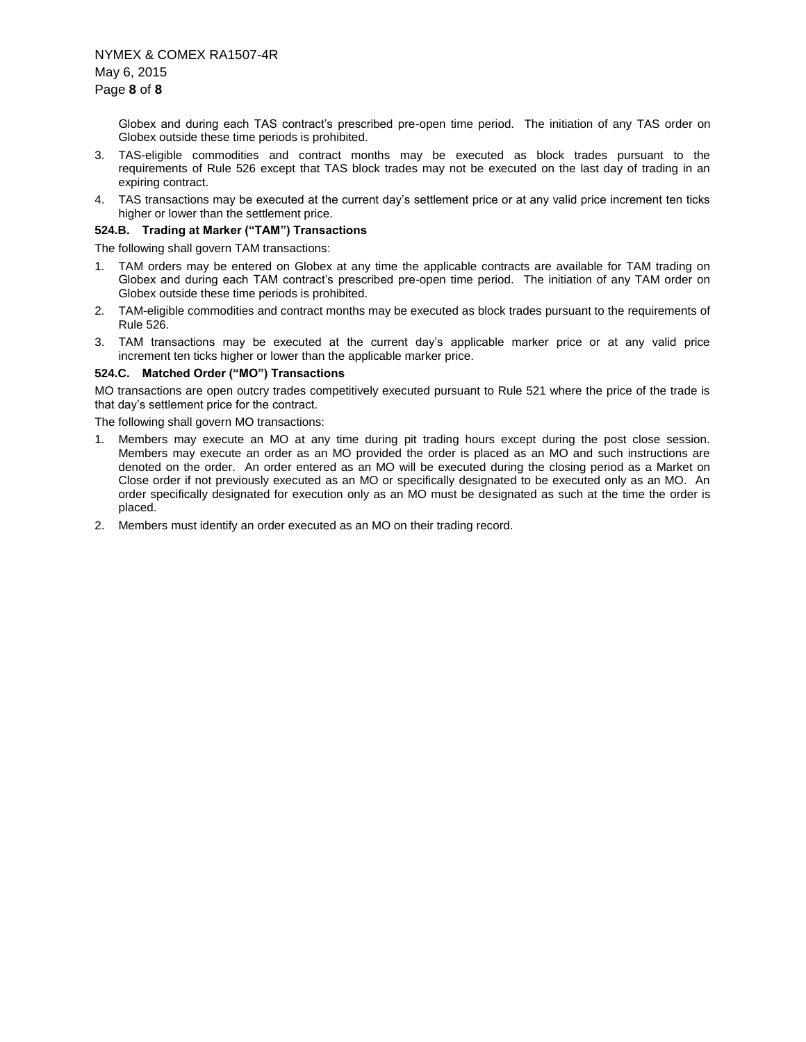Globex and during each TAS contract's prescribed pre-open time period. The initiation of any TAS order on Globex outside these time periods is prohibited.

3. TAS-eligible commodities and contract months may be executed as block trades pursuant to the requirements of Rule 526 except that TAS block trades may not be executed on the last day of trading in an expiring contract.
4. TAS transactions may be executed at the current day's settlement price or at any valid price increment ten ticks higher or lower than the settlement price.

**524.B. Trading at Marker ("TAM") Transactions**

The following shall govern TAM transactions:

1. TAM orders may be entered on Globex at any time the applicable contracts are available for TAM trading on Globex and during each TAM contract's prescribed pre-open time period. The initiation of any TAM order on Globex outside these time periods is prohibited.
2. TAM-eligible commodities and contract months may be executed as block trades pursuant to the requirements of Rule 526.
3. TAM transactions may be executed at the current day's applicable marker price or at any valid price increment ten ticks higher or lower than the applicable marker price.

**524.C. Matched Order ("MO") Transactions**

MO transactions are open outcry trades competitively executed pursuant to Rule 521 where the price of the trade is that day's settlement price for the contract.

The following shall govern MO transactions:

1. Members may execute an MO at any time during pit trading hours except during the post close session. Members may execute an order as an MO provided the order is placed as an MO and such instructions are denoted on the order. An order entered as an MO will be executed during the closing period as a Market on Close order if not previously executed as an MO or specifically designated to be executed only as an MO. An order specifically designated for execution only as an MO must be designated as such at the time the order is placed.
2. Members must identify an order executed as an MO on their trading record.